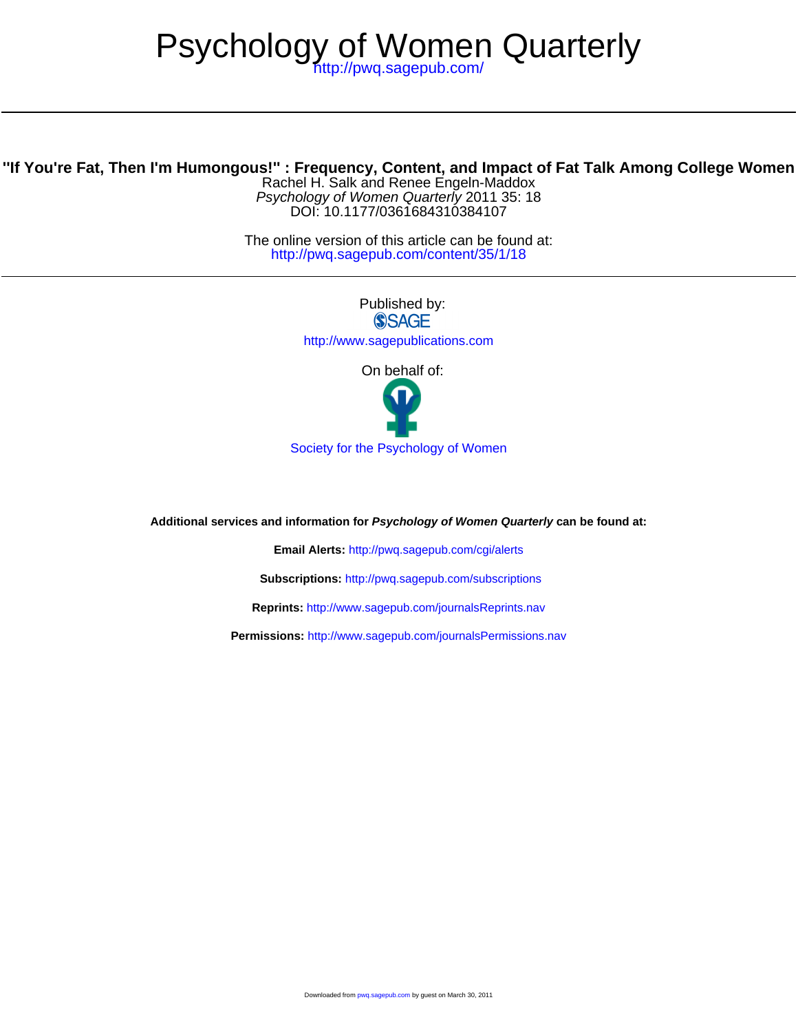# Psychology of Women Quarterly

http://pwq.sagepub.com/

## "If You're Fat, Then I'm Humongous!" : Frequency, Content, and Impact of Fat Talk Among College Women

Rachel H. Salk and Renee Engeln-Maddox

*Psychology of Women Quarterly* 2011 35: 18

DOI: 10.1177/0361684310384107

The online version of this article can be found at:
http://pwq.sagepub.com/content/35/1/18

Published by:

SAGE

http://www.sagepublications.com

On behalf of:

Society for the Psychology of Women

**Additional services and information for *Psychology of Women Quarterly* can be found at:**

**Email Alerts:** http://pwq.sagepub.com/cgi/alerts

**Subscriptions:** http://pwq.sagepub.com/subscriptions

**Reprints:** http://www.sagepub.com/journalsReprints.nav

**Permissions:** http://www.sagepub.com/journalsPermissions.nav

Downloaded from pwq.sagepub.com by guest on March 30, 2011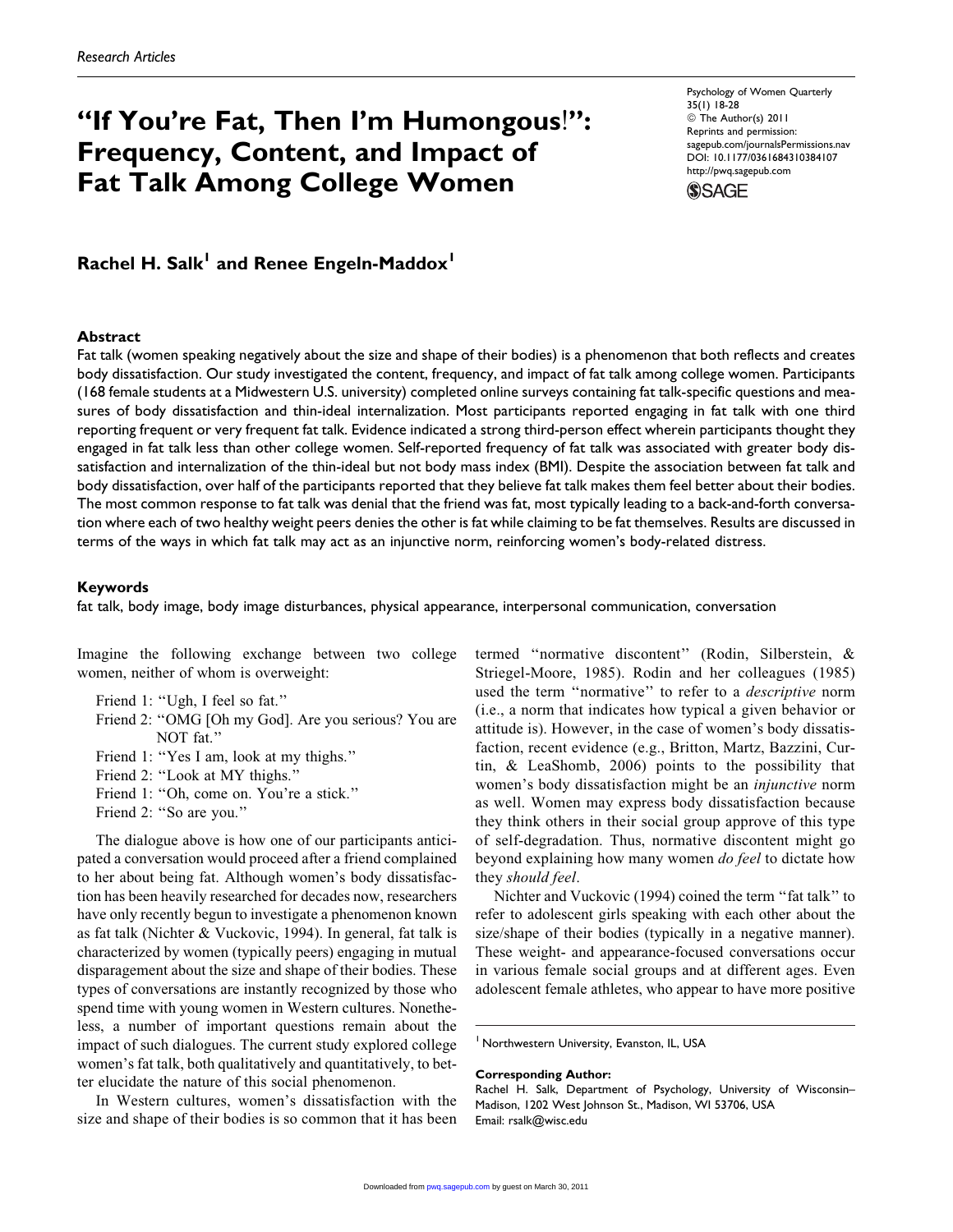*Research Articles*

# "If You're Fat, Then I'm Humongous!": Frequency, Content, and Impact of Fat Talk Among College Women

Psychology of Women Quarterly
35(1) 18-28
© The Author(s) 2011
Reprints and permission:
sagepub.com/journalsPermissions.nav
DOI: 10.1177/0361684310384107
http://pwq.sagepub.com

**Rachel H. Salk[1] and Renee Engeln-Maddox[1]**

## Abstract

Fat talk (women speaking negatively about the size and shape of their bodies) is a phenomenon that both reflects and creates body dissatisfaction. Our study investigated the content, frequency, and impact of fat talk among college women. Participants (168 female students at a Midwestern U.S. university) completed online surveys containing fat talk-specific questions and measures of body dissatisfaction and thin-ideal internalization. Most participants reported engaging in fat talk with one third reporting frequent or very frequent fat talk. Evidence indicated a strong third-person effect wherein participants thought they engaged in fat talk less than other college women. Self-reported frequency of fat talk was associated with greater body dissatisfaction and internalization of the thin-ideal but not body mass index (BMI). Despite the association between fat talk and body dissatisfaction, over half of the participants reported that they believe fat talk makes them feel better about their bodies. The most common response to fat talk was denial that the friend was fat, most typically leading to a back-and-forth conversation where each of two healthy weight peers denies the other is fat while claiming to be fat themselves. Results are discussed in terms of the ways in which fat talk may act as an injunctive norm, reinforcing women's body-related distress.

## Keywords

fat talk, body image, body image disturbances, physical appearance, interpersonal communication, conversation

Imagine the following exchange between two college women, neither of whom is overweight:

Friend 1: "Ugh, I feel so fat."
Friend 2: "OMG [Oh my God]. Are you serious? You are NOT fat."
Friend 1: "Yes I am, look at my thighs."
Friend 2: "Look at MY thighs."
Friend 1: "Oh, come on. You're a stick."
Friend 2: "So are you."

The dialogue above is how one of our participants anticipated a conversation would proceed after a friend complained to her about being fat. Although women's body dissatisfaction has been heavily researched for decades now, researchers have only recently begun to investigate a phenomenon known as fat talk (Nichter & Vuckovic, 1994). In general, fat talk is characterized by women (typically peers) engaging in mutual disparagement about the size and shape of their bodies. These types of conversations are instantly recognized by those who spend time with young women in Western cultures. Nonetheless, a number of important questions remain about the impact of such dialogues. The current study explored college women's fat talk, both qualitatively and quantitatively, to better elucidate the nature of this social phenomenon.

In Western cultures, women's dissatisfaction with the size and shape of their bodies is so common that it has been termed "normative discontent" (Rodin, Silberstein, & Striegel-Moore, 1985). Rodin and her colleagues (1985) used the term "normative" to refer to a *descriptive* norm (i.e., a norm that indicates how typical a given behavior or attitude is). However, in the case of women's body dissatisfaction, recent evidence (e.g., Britton, Martz, Bazzini, Curtin, & LeaShomb, 2006) points to the possibility that women's body dissatisfaction might be an *injunctive* norm as well. Women may express body dissatisfaction because they think others in their social group approve of this type of self-degradation. Thus, normative discontent might go beyond explaining how many women *do feel* to dictate how they *should feel*.

Nichter and Vuckovic (1994) coined the term "fat talk" to refer to adolescent girls speaking with each other about the size/shape of their bodies (typically in a negative manner). These weight- and appearance-focused conversations occur in various female social groups and at different ages. Even adolescent female athletes, who appear to have more positive

[1] Northwestern University, Evanston, IL, USA

**Corresponding Author:**
Rachel H. Salk, Department of Psychology, University of Wisconsin–Madison, 1202 West Johnson St., Madison, WI 53706, USA
Email: rsalk@wisc.edu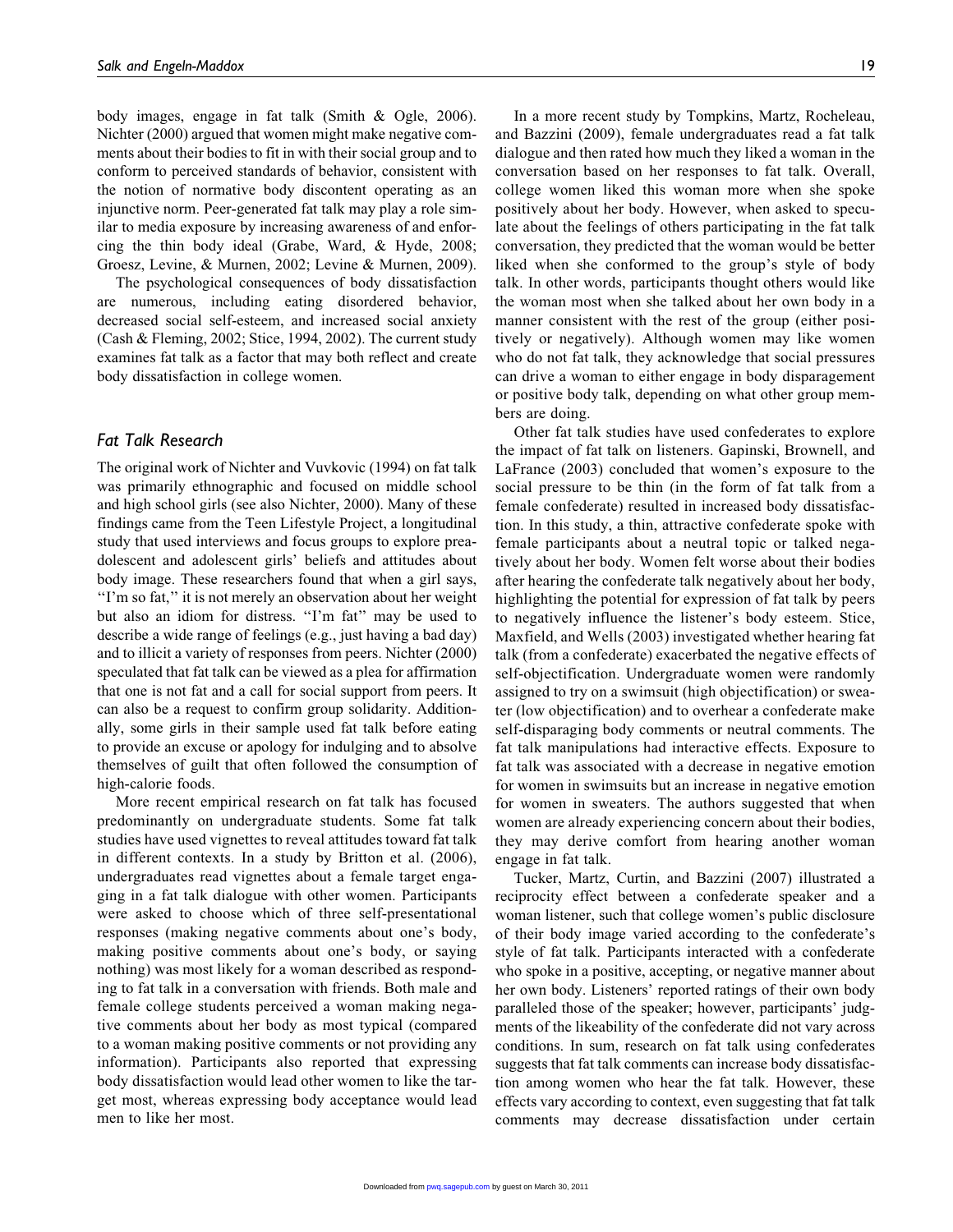body images, engage in fat talk (Smith & Ogle, 2006). Nichter (2000) argued that women might make negative comments about their bodies to fit in with their social group and to conform to perceived standards of behavior, consistent with the notion of normative body discontent operating as an injunctive norm. Peer-generated fat talk may play a role similar to media exposure by increasing awareness of and enforcing the thin body ideal (Grabe, Ward, & Hyde, 2008; Groesz, Levine, & Murnen, 2002; Levine & Murnen, 2009).

The psychological consequences of body dissatisfaction are numerous, including eating disordered behavior, decreased social self-esteem, and increased social anxiety (Cash & Fleming, 2002; Stice, 1994, 2002). The current study examines fat talk as a factor that may both reflect and create body dissatisfaction in college women.

## Fat Talk Research

The original work of Nichter and Vuvkovic (1994) on fat talk was primarily ethnographic and focused on middle school and high school girls (see also Nichter, 2000). Many of these findings came from the Teen Lifestyle Project, a longitudinal study that used interviews and focus groups to explore preadolescent and adolescent girls' beliefs and attitudes about body image. These researchers found that when a girl says, "I'm so fat," it is not merely an observation about her weight but also an idiom for distress. "I'm fat" may be used to describe a wide range of feelings (e.g., just having a bad day) and to illicit a variety of responses from peers. Nichter (2000) speculated that fat talk can be viewed as a plea for affirmation that one is not fat and a call for social support from peers. It can also be a request to confirm group solidarity. Additionally, some girls in their sample used fat talk before eating to provide an excuse or apology for indulging and to absolve themselves of guilt that often followed the consumption of high-calorie foods.

More recent empirical research on fat talk has focused predominantly on undergraduate students. Some fat talk studies have used vignettes to reveal attitudes toward fat talk in different contexts. In a study by Britton et al. (2006), undergraduates read vignettes about a female target engaging in a fat talk dialogue with other women. Participants were asked to choose which of three self-presentational responses (making negative comments about one's body, making positive comments about one's body, or saying nothing) was most likely for a woman described as responding to fat talk in a conversation with friends. Both male and female college students perceived a woman making negative comments about her body as most typical (compared to a woman making positive comments or not providing any information). Participants also reported that expressing body dissatisfaction would lead other women to like the target most, whereas expressing body acceptance would lead men to like her most.

In a more recent study by Tompkins, Martz, Rocheleau, and Bazzini (2009), female undergraduates read a fat talk dialogue and then rated how much they liked a woman in the conversation based on her responses to fat talk. Overall, college women liked this woman more when she spoke positively about her body. However, when asked to speculate about the feelings of others participating in the fat talk conversation, they predicted that the woman would be better liked when she conformed to the group's style of body talk. In other words, participants thought others would like the woman most when she talked about her own body in a manner consistent with the rest of the group (either positively or negatively). Although women may like women who do not fat talk, they acknowledge that social pressures can drive a woman to either engage in body disparagement or positive body talk, depending on what other group members are doing.

Other fat talk studies have used confederates to explore the impact of fat talk on listeners. Gapinski, Brownell, and LaFrance (2003) concluded that women's exposure to the social pressure to be thin (in the form of fat talk from a female confederate) resulted in increased body dissatisfaction. In this study, a thin, attractive confederate spoke with female participants about a neutral topic or talked negatively about her body. Women felt worse about their bodies after hearing the confederate talk negatively about her body, highlighting the potential for expression of fat talk by peers to negatively influence the listener's body esteem. Stice, Maxfield, and Wells (2003) investigated whether hearing fat talk (from a confederate) exacerbated the negative effects of self-objectification. Undergraduate women were randomly assigned to try on a swimsuit (high objectification) or sweater (low objectification) and to overhear a confederate make self-disparaging body comments or neutral comments. The fat talk manipulations had interactive effects. Exposure to fat talk was associated with a decrease in negative emotion for women in swimsuits but an increase in negative emotion for women in sweaters. The authors suggested that when women are already experiencing concern about their bodies, they may derive comfort from hearing another woman engage in fat talk.

Tucker, Martz, Curtin, and Bazzini (2007) illustrated a reciprocity effect between a confederate speaker and a woman listener, such that college women's public disclosure of their body image varied according to the confederate's style of fat talk. Participants interacted with a confederate who spoke in a positive, accepting, or negative manner about her own body. Listeners' reported ratings of their own body paralleled those of the speaker; however, participants' judgments of the likeability of the confederate did not vary across conditions. In sum, research on fat talk using confederates suggests that fat talk comments can increase body dissatisfaction among women who hear the fat talk. However, these effects vary according to context, even suggesting that fat talk comments may decrease dissatisfaction under certain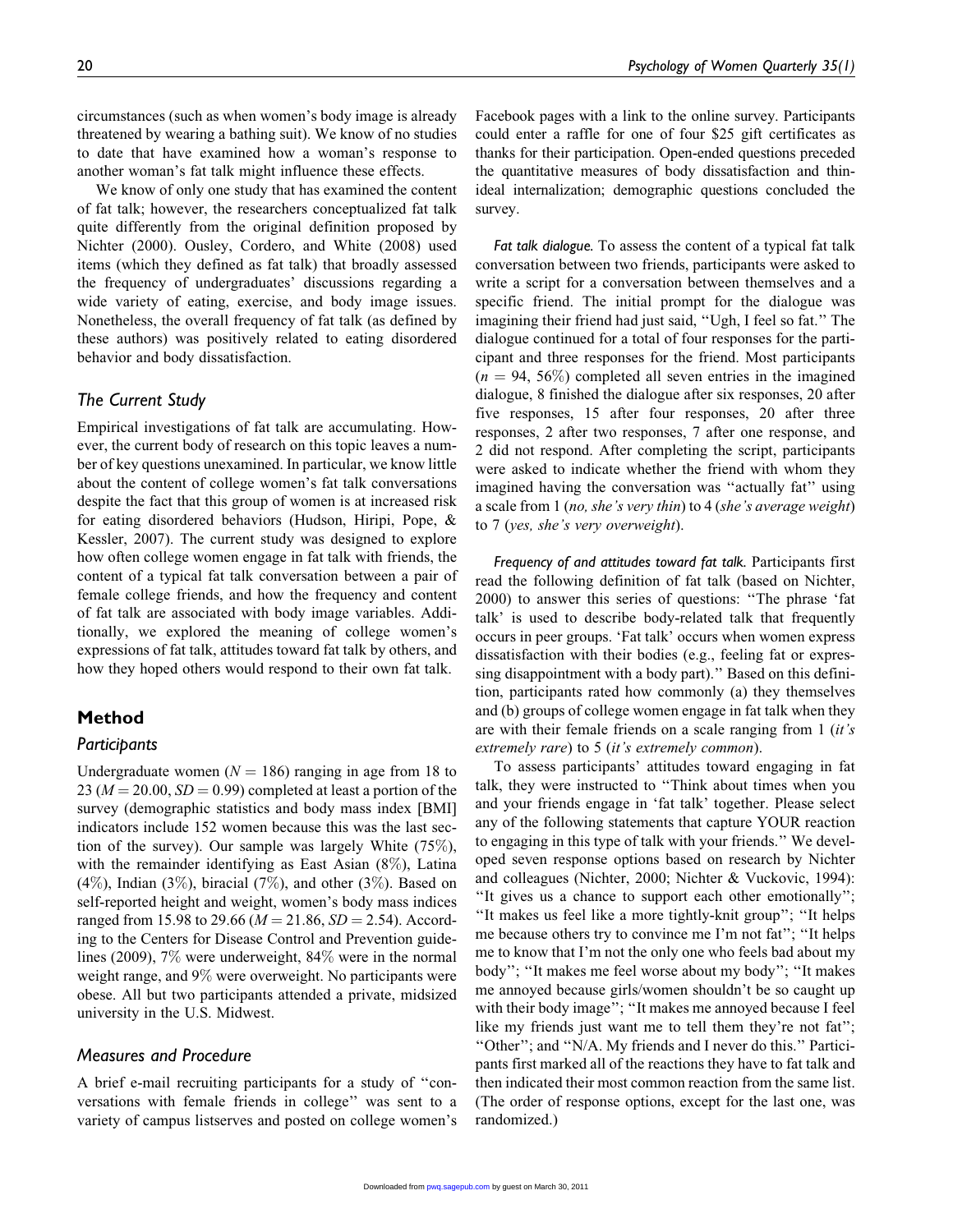circumstances (such as when women's body image is already threatened by wearing a bathing suit). We know of no studies to date that have examined how a woman's response to another woman's fat talk might influence these effects.

We know of only one study that has examined the content of fat talk; however, the researchers conceptualized fat talk quite differently from the original definition proposed by Nichter (2000). Ousley, Cordero, and White (2008) used items (which they defined as fat talk) that broadly assessed the frequency of undergraduates' discussions regarding a wide variety of eating, exercise, and body image issues. Nonetheless, the overall frequency of fat talk (as defined by these authors) was positively related to eating disordered behavior and body dissatisfaction.

### The Current Study

Empirical investigations of fat talk are accumulating. However, the current body of research on this topic leaves a number of key questions unexamined. In particular, we know little about the content of college women's fat talk conversations despite the fact that this group of women is at increased risk for eating disordered behaviors (Hudson, Hiripi, Pope, & Kessler, 2007). The current study was designed to explore how often college women engage in fat talk with friends, the content of a typical fat talk conversation between a pair of female college friends, and how the frequency and content of fat talk are associated with body image variables. Additionally, we explored the meaning of college women's expressions of fat talk, attitudes toward fat talk by others, and how they hoped others would respond to their own fat talk.

## Method

### Participants

Undergraduate women ($N = 186$) ranging in age from 18 to 23 ($M = 20.00$, $SD = 0.99$) completed at least a portion of the survey (demographic statistics and body mass index [BMI] indicators include 152 women because this was the last section of the survey). Our sample was largely White (75%), with the remainder identifying as East Asian (8%), Latina (4%), Indian (3%), biracial (7%), and other (3%). Based on self-reported height and weight, women's body mass indices ranged from 15.98 to 29.66 ($M = 21.86$, $SD = 2.54$). According to the Centers for Disease Control and Prevention guidelines (2009), 7% were underweight, 84% were in the normal weight range, and 9% were overweight. No participants were obese. All but two participants attended a private, midsized university in the U.S. Midwest.

### Measures and Procedure

A brief e-mail recruiting participants for a study of "conversations with female friends in college" was sent to a variety of campus listserves and posted on college women's Facebook pages with a link to the online survey. Participants could enter a raffle for one of four $25 gift certificates as thanks for their participation. Open-ended questions preceded the quantitative measures of body dissatisfaction and thin-ideal internalization; demographic questions concluded the survey.

*Fat talk dialogue.* To assess the content of a typical fat talk conversation between two friends, participants were asked to write a script for a conversation between themselves and a specific friend. The initial prompt for the dialogue was imagining their friend had just said, "Ugh, I feel so fat." The dialogue continued for a total of four responses for the participant and three responses for the friend. Most participants ($n = 94$, 56%) completed all seven entries in the imagined dialogue, 8 finished the dialogue after six responses, 20 after five responses, 15 after four responses, 20 after three responses, 2 after two responses, 7 after one response, and 2 did not respond. After completing the script, participants were asked to indicate whether the friend with whom they imagined having the conversation was "actually fat" using a scale from 1 (*no, she's very thin*) to 4 (*she's average weight*) to 7 (*yes, she's very overweight*).

*Frequency of and attitudes toward fat talk.* Participants first read the following definition of fat talk (based on Nichter, 2000) to answer this series of questions: "The phrase 'fat talk' is used to describe body-related talk that frequently occurs in peer groups. 'Fat talk' occurs when women express dissatisfaction with their bodies (e.g., feeling fat or expressing disappointment with a body part)." Based on this definition, participants rated how commonly (a) they themselves and (b) groups of college women engage in fat talk when they are with their female friends on a scale ranging from 1 (*it's extremely rare*) to 5 (*it's extremely common*).

To assess participants' attitudes toward engaging in fat talk, they were instructed to "Think about times when you and your friends engage in 'fat talk' together. Please select any of the following statements that capture YOUR reaction to engaging in this type of talk with your friends." We developed seven response options based on research by Nichter and colleagues (Nichter, 2000; Nichter & Vuckovic, 1994): "It gives us a chance to support each other emotionally"; "It makes us feel like a more tightly-knit group"; "It helps me because others try to convince me I'm not fat"; "It helps me to know that I'm not the only one who feels bad about my body"; "It makes me feel worse about my body"; "It makes me annoyed because girls/women shouldn't be so caught up with their body image"; "It makes me annoyed because I feel like my friends just want me to tell them they're not fat"; "Other"; and "N/A. My friends and I never do this." Participants first marked all of the reactions they have to fat talk and then indicated their most common reaction from the same list. (The order of response options, except for the last one, was randomized.)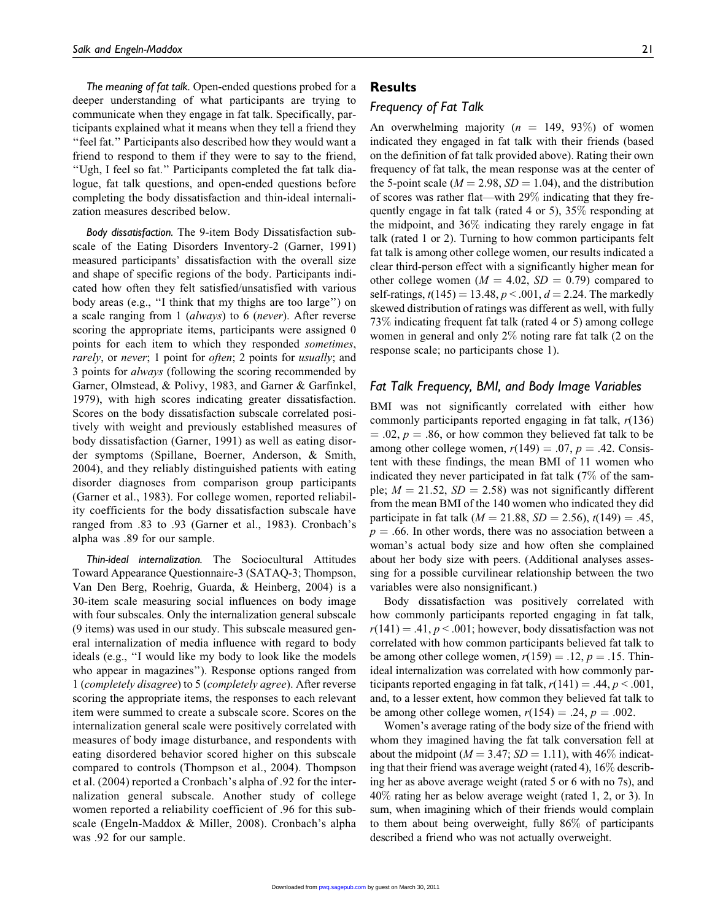*The meaning of fat talk.* Open-ended questions probed for a deeper understanding of what participants are trying to communicate when they engage in fat talk. Specifically, participants explained what it means when they tell a friend they ''feel fat.'' Participants also described how they would want a friend to respond to them if they were to say to the friend, ''Ugh, I feel so fat.'' Participants completed the fat talk dialogue, fat talk questions, and open-ended questions before completing the body dissatisfaction and thin-ideal internalization measures described below.

*Body dissatisfaction.* The 9-item Body Dissatisfaction subscale of the Eating Disorders Inventory-2 (Garner, 1991) measured participants' dissatisfaction with the overall size and shape of specific regions of the body. Participants indicated how often they felt satisfied/unsatisfied with various body areas (e.g., ''I think that my thighs are too large'') on a scale ranging from 1 (*always*) to 6 (*never*). After reverse scoring the appropriate items, participants were assigned 0 points for each item to which they responded *sometimes*, *rarely*, or *never*; 1 point for *often*; 2 points for *usually*; and 3 points for *always* (following the scoring recommended by Garner, Olmstead, & Polivy, 1983, and Garner & Garfinkel, 1979), with high scores indicating greater dissatisfaction. Scores on the body dissatisfaction subscale correlated positively with weight and previously established measures of body dissatisfaction (Garner, 1991) as well as eating disorder symptoms (Spillane, Boerner, Anderson, & Smith, 2004), and they reliably distinguished patients with eating disorder diagnoses from comparison group participants (Garner et al., 1983). For college women, reported reliability coefficients for the body dissatisfaction subscale have ranged from .83 to .93 (Garner et al., 1983). Cronbach's alpha was .89 for our sample.

*Thin-ideal internalization.* The Sociocultural Attitudes Toward Appearance Questionnaire-3 (SATAQ-3; Thompson, Van Den Berg, Roehrig, Guarda, & Heinberg, 2004) is a 30-item scale measuring social influences on body image with four subscales. Only the internalization general subscale (9 items) was used in our study. This subscale measured general internalization of media influence with regard to body ideals (e.g., ''I would like my body to look like the models who appear in magazines''). Response options ranged from 1 (*completely disagree*) to 5 (*completely agree*). After reverse scoring the appropriate items, the responses to each relevant item were summed to create a subscale score. Scores on the internalization general scale were positively correlated with measures of body image disturbance, and respondents with eating disordered behavior scored higher on this subscale compared to controls (Thompson et al., 2004). Thompson et al. (2004) reported a Cronbach's alpha of .92 for the internalization general subscale. Another study of college women reported a reliability coefficient of .96 for this subscale (Engeln-Maddox & Miller, 2008). Cronbach's alpha was .92 for our sample.

## Results

### Frequency of Fat Talk

An overwhelming majority ($n$ = 149, 93%) of women indicated they engaged in fat talk with their friends (based on the definition of fat talk provided above). Rating their own frequency of fat talk, the mean response was at the center of the 5-point scale ($M = 2.98$, $SD = 1.04$), and the distribution of scores was rather flat—with 29% indicating that they frequently engage in fat talk (rated 4 or 5), 35% responding at the midpoint, and 36% indicating they rarely engage in fat talk (rated 1 or 2). Turning to how common participants felt fat talk is among other college women, our results indicated a clear third-person effect with a significantly higher mean for other college women ($M = 4.02$, $SD = 0.79$) compared to self-ratings, $t(145) = 13.48$, $p < .001$, $d = 2.24$. The markedly skewed distribution of ratings was different as well, with fully 73% indicating frequent fat talk (rated 4 or 5) among college women in general and only 2% noting rare fat talk (2 on the response scale; no participants chose 1).

### Fat Talk Frequency, BMI, and Body Image Variables

BMI was not significantly correlated with either how commonly participants reported engaging in fat talk, $r(136) = .02$, $p = .86$, or how common they believed fat talk to be among other college women, $r(149) = .07$, $p = .42$. Consistent with these findings, the mean BMI of 11 women who indicated they never participated in fat talk (7% of the sample; $M = 21.52$, $SD = 2.58$) was not significantly different from the mean BMI of the 140 women who indicated they did participate in fat talk ($M = 21.88$, $SD = 2.56$), $t(149) = .45$, $p = .66$. In other words, there was no association between a woman's actual body size and how often she complained about her body size with peers. (Additional analyses assessing for a possible curvilinear relationship between the two variables were also nonsignificant.)

Body dissatisfaction was positively correlated with how commonly participants reported engaging in fat talk, $r(141) = .41$, $p < .001$; however, body dissatisfaction was not correlated with how common participants believed fat talk to be among other college women, $r(159) = .12$, $p = .15$. Thin-ideal internalization was correlated with how commonly participants reported engaging in fat talk, $r(141) = .44$, $p < .001$, and, to a lesser extent, how common they believed fat talk to be among other college women, $r(154) = .24$, $p = .002$.

Women's average rating of the body size of the friend with whom they imagined having the fat talk conversation fell at about the midpoint ($M = 3.47$; $SD = 1.11$), with 46% indicating that their friend was average weight (rated 4), 16% describing her as above average weight (rated 5 or 6 with no 7s), and 40% rating her as below average weight (rated 1, 2, or 3). In sum, when imagining which of their friends would complain to them about being overweight, fully 86% of participants described a friend who was not actually overweight.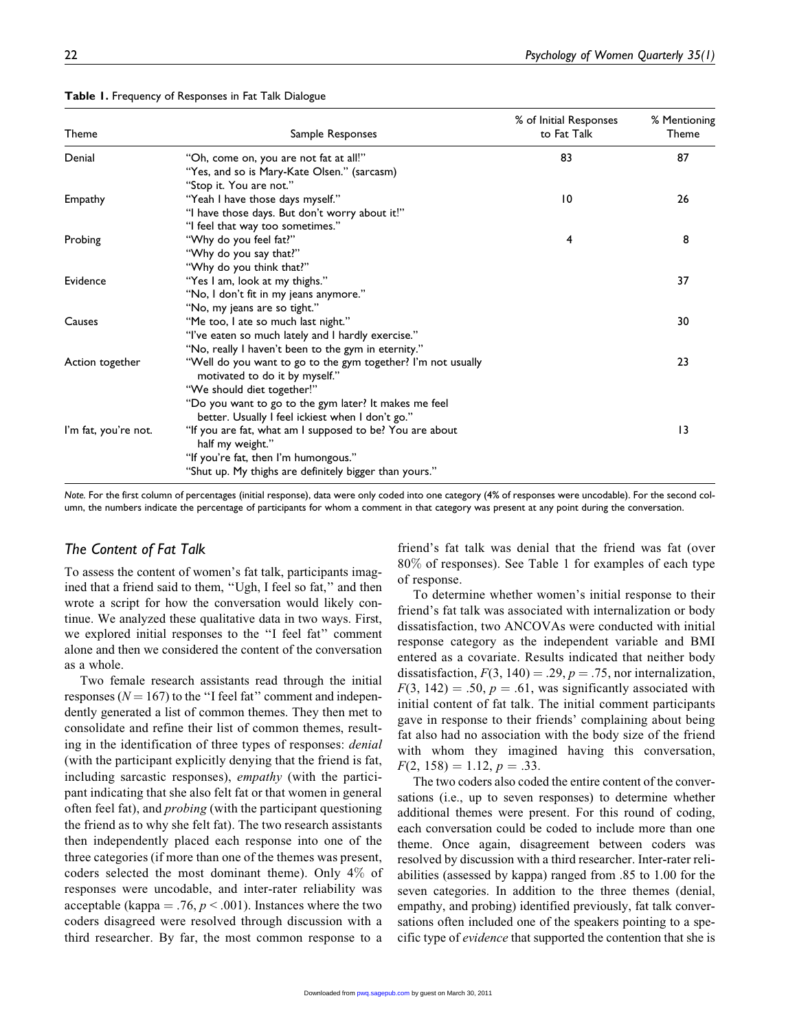**Table 1.** Frequency of Responses in Fat Talk Dialogue

| Theme | Sample Responses | % of Initial Responses to Fat Talk | % Mentioning Theme |
|---|---|---|---|
| Denial | "Oh, come on, you are not fat at all!"<br>"Yes, and so is Mary-Kate Olsen." (sarcasm)<br>"Stop it. You are not." | 83 | 87 |
| Empathy | "Yeah I have those days myself."<br>"I have those days. But don't worry about it!"<br>"I feel that way too sometimes." | 10 | 26 |
| Probing | "Why do you feel fat?"<br>"Why do you say that?"<br>"Why do you think that?" | 4 | 8 |
| Evidence | "Yes I am, look at my thighs."<br>"No, I don't fit in my jeans anymore."<br>"No, my jeans are so tight." | | 37 |
| Causes | "Me too, I ate so much last night."<br>"I've eaten so much lately and I hardly exercise."<br>"No, really I haven't been to the gym in eternity." | | 30 |
| Action together | "Well do you want to go to the gym together? I'm not usually motivated to do it by myself."<br>"We should diet together!"<br>"Do you want to go to the gym later? It makes me feel better. Usually I feel ickiest when I don't go." | | 23 |
| I'm fat, you're not. | "If you are fat, what am I supposed to be? You are about half my weight."<br>"If you're fat, then I'm humongous."<br>"Shut up. My thighs are definitely bigger than yours." | | 13 |

*Note.* For the first column of percentages (initial response), data were only coded into one category (4% of responses were uncodable). For the second column, the numbers indicate the percentage of participants for whom a comment in that category was present at any point during the conversation.

### *The Content of Fat Talk*

To assess the content of women's fat talk, participants imagined that a friend said to them, "Ugh, I feel so fat," and then wrote a script for how the conversation would likely continue. We analyzed these qualitative data in two ways. First, we explored initial responses to the "I feel fat" comment alone and then we considered the content of the conversation as a whole.

Two female research assistants read through the initial responses ($N = 167$) to the "I feel fat" comment and independently generated a list of common themes. They then met to consolidate and refine their list of common themes, resulting in the identification of three types of responses: *denial* (with the participant explicitly denying that the friend is fat, including sarcastic responses), *empathy* (with the participant indicating that she also felt fat or that women in general often feel fat), and *probing* (with the participant questioning the friend as to why she felt fat). The two research assistants then independently placed each response into one of the three categories (if more than one of the themes was present, coders selected the most dominant theme). Only 4% of responses were uncodable, and inter-rater reliability was acceptable (kappa = .76, $p < .001$). Instances where the two coders disagreed were resolved through discussion with a third researcher. By far, the most common response to a friend's fat talk was denial that the friend was fat (over 80% of responses). See Table 1 for examples of each type of response.

To determine whether women's initial response to their friend's fat talk was associated with internalization or body dissatisfaction, two ANCOVAs were conducted with initial response category as the independent variable and BMI entered as a covariate. Results indicated that neither body dissatisfaction, $F(3, 140) = .29$, $p = .75$, nor internalization, $F(3, 142) = .50$, $p = .61$, was significantly associated with initial content of fat talk. The initial comment participants gave in response to their friends' complaining about being fat also had no association with the body size of the friend with whom they imagined having this conversation, $F(2, 158) = 1.12$, $p = .33$.

The two coders also coded the entire content of the conversations (i.e., up to seven responses) to determine whether additional themes were present. For this round of coding, each conversation could be coded to include more than one theme. Once again, disagreement between coders was resolved by discussion with a third researcher. Inter-rater reliabilities (assessed by kappa) ranged from .85 to 1.00 for the seven categories. In addition to the three themes (denial, empathy, and probing) identified previously, fat talk conversations often included one of the speakers pointing to a specific type of *evidence* that supported the contention that she is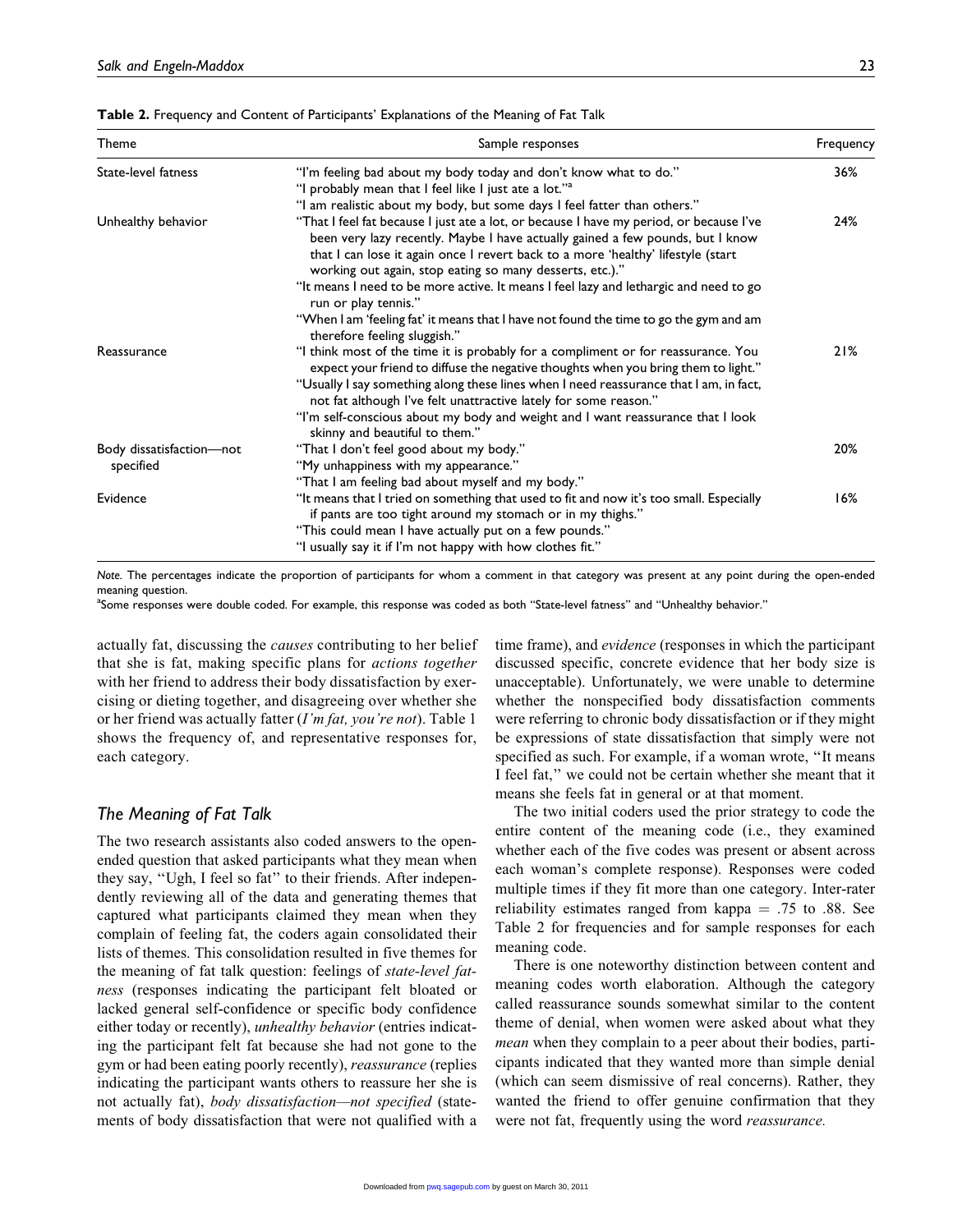**Table 2.** Frequency and Content of Participants' Explanations of the Meaning of Fat Talk

| Theme | Sample responses | Frequency |
|---|---|---|
| State-level fatness | "I'm feeling bad about my body today and don't know what to do."<br>"I probably mean that I feel like I just ate a lot."[a]<br>"I am realistic about my body, but some days I feel fatter than others." | 36% |
| Unhealthy behavior | "That I feel fat because I just ate a lot, or because I have my period, or because I've been very lazy recently. Maybe I have actually gained a few pounds, but I know that I can lose it again once I revert back to a more 'healthy' lifestyle (start working out again, stop eating so many desserts, etc.)."<br>"It means I need to be more active. It means I feel lazy and lethargic and need to go run or play tennis."<br>"When I am 'feeling fat' it means that I have not found the time to go the gym and am therefore feeling sluggish." | 24% |
| Reassurance | "I think most of the time it is probably for a compliment or for reassurance. You expect your friend to diffuse the negative thoughts when you bring them to light."<br>"Usually I say something along these lines when I need reassurance that I am, in fact, not fat although I've felt unattractive lately for some reason."<br>"I'm self-conscious about my body and weight and I want reassurance that I look skinny and beautiful to them." | 21% |
| Body dissatisfaction—not specified | "That I don't feel good about my body."<br>"My unhappiness with my appearance."<br>"That I am feeling bad about myself and my body." | 20% |
| Evidence | "It means that I tried on something that used to fit and now it's too small. Especially if pants are too tight around my stomach or in my thighs."<br>"This could mean I have actually put on a few pounds."<br>"I usually say it if I'm not happy with how clothes fit." | 16% |

*Note.* The percentages indicate the proportion of participants for whom a comment in that category was present at any point during the open-ended meaning question.

[a]Some responses were double coded. For example, this response was coded as both "State-level fatness" and "Unhealthy behavior."

actually fat, discussing the *causes* contributing to her belief that she is fat, making specific plans for *actions together* with her friend to address their body dissatisfaction by exercising or dieting together, and disagreeing over whether she or her friend was actually fatter (*I'm fat, you're not*). Table 1 shows the frequency of, and representative responses for, each category.

## The Meaning of Fat Talk

The two research assistants also coded answers to the open-ended question that asked participants what they mean when they say, "Ugh, I feel so fat" to their friends. After independently reviewing all of the data and generating themes that captured what participants claimed they mean when they complain of feeling fat, the coders again consolidated their lists of themes. This consolidation resulted in five themes for the meaning of fat talk question: feelings of *state-level fatness* (responses indicating the participant felt bloated or lacked general self-confidence or specific body confidence either today or recently), *unhealthy behavior* (entries indicating the participant felt fat because she had not gone to the gym or had been eating poorly recently), *reassurance* (replies indicating the participant wants others to reassure her she is not actually fat), *body dissatisfaction—not specified* (statements of body dissatisfaction that were not qualified with a time frame), and *evidence* (responses in which the participant discussed specific, concrete evidence that her body size is unacceptable). Unfortunately, we were unable to determine whether the nonspecified body dissatisfaction comments were referring to chronic body dissatisfaction or if they might be expressions of state dissatisfaction that simply were not specified as such. For example, if a woman wrote, "It means I feel fat," we could not be certain whether she meant that it means she feels fat in general or at that moment.

The two initial coders used the prior strategy to code the entire content of the meaning code (i.e., they examined whether each of the five codes was present or absent across each woman's complete response). Responses were coded multiple times if they fit more than one category. Inter-rater reliability estimates ranged from kappa $= .75$ to $.88$. See Table 2 for frequencies and for sample responses for each meaning code.

There is one noteworthy distinction between content and meaning codes worth elaboration. Although the category called reassurance sounds somewhat similar to the content theme of denial, when women were asked about what they *mean* when they complain to a peer about their bodies, participants indicated that they wanted more than simple denial (which can seem dismissive of real concerns). Rather, they wanted the friend to offer genuine confirmation that they were not fat, frequently using the word *reassurance.*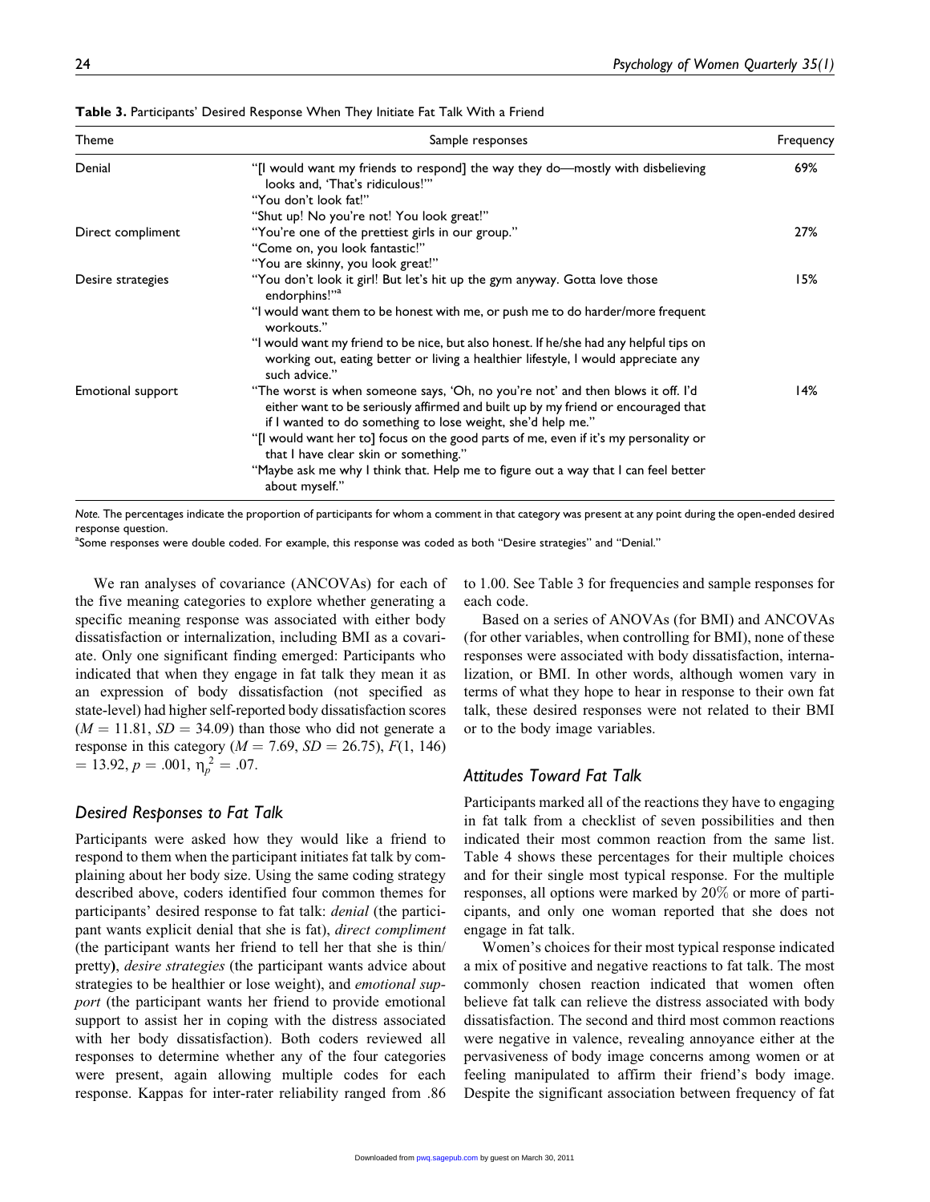**Table 3.** Participants' Desired Response When They Initiate Fat Talk With a Friend

| Theme | Sample responses | Frequency |
| --- | --- | --- |
| Denial | "[I would want my friends to respond] the way they do—mostly with disbelieving looks and, 'That's ridiculous!'" "You don't look fat!" "Shut up! No you're not! You look great!" | 69% |
| Direct compliment | "You're one of the prettiest girls in our group." "Come on, you look fantastic!" "You are skinny, you look great!" | 27% |
| Desire strategies | "You don't look it girl! But let's hit up the gym anyway. Gotta love those endorphins!"[a] "I would want them to be honest with me, or push me to do harder/more frequent workouts." "I would want my friend to be nice, but also honest. If he/she had any helpful tips on working out, eating better or living a healthier lifestyle, I would appreciate any such advice." | 15% |
| Emotional support | "The worst is when someone says, 'Oh, no you're not' and then blows it off. I'd either want to be seriously affirmed and built up by my friend or encouraged that if I wanted to do something to lose weight, she'd help me." "[I would want her to] focus on the good parts of me, even if it's my personality or that I have clear skin or something." "Maybe ask me why I think that. Help me to figure out a way that I can feel better about myself." | 14% |

*Note.* The percentages indicate the proportion of participants for whom a comment in that category was present at any point during the open-ended desired response question.

[a]Some responses were double coded. For example, this response was coded as both "Desire strategies" and "Denial."

We ran analyses of covariance (ANCOVAs) for each of the five meaning categories to explore whether generating a specific meaning response was associated with either body dissatisfaction or internalization, including BMI as a covariate. Only one significant finding emerged: Participants who indicated that when they engage in fat talk they mean it as an expression of body dissatisfaction (not specified as state-level) had higher self-reported body dissatisfaction scores ($M = 11.81$, $SD = 34.09$) than those who did not generate a response in this category ($M = 7.69$, $SD = 26.75$), $F(1, 146) = 13.92$, $p = .001$, $\eta_p^2 = .07$.

### Desired Responses to Fat Talk

Participants were asked how they would like a friend to respond to them when the participant initiates fat talk by complaining about her body size. Using the same coding strategy described above, coders identified four common themes for participants' desired response to fat talk: *denial* (the participant wants explicit denial that she is fat), *direct compliment* (the participant wants her friend to tell her that she is thin/pretty), *desire strategies* (the participant wants advice about strategies to be healthier or lose weight), and *emotional support* (the participant wants her friend to provide emotional support to assist her in coping with the distress associated with her body dissatisfaction). Both coders reviewed all responses to determine whether any of the four categories were present, again allowing multiple codes for each response. Kappas for inter-rater reliability ranged from .86 to 1.00. See Table 3 for frequencies and sample responses for each code.

Based on a series of ANOVAs (for BMI) and ANCOVAs (for other variables, when controlling for BMI), none of these responses were associated with body dissatisfaction, internalization, or BMI. In other words, although women vary in terms of what they hope to hear in response to their own fat talk, these desired responses were not related to their BMI or to the body image variables.

### Attitudes Toward Fat Talk

Participants marked all of the reactions they have to engaging in fat talk from a checklist of seven possibilities and then indicated their most common reaction from the same list. Table 4 shows these percentages for their multiple choices and for their single most typical response. For the multiple responses, all options were marked by 20% or more of participants, and only one woman reported that she does not engage in fat talk.

Women's choices for their most typical response indicated a mix of positive and negative reactions to fat talk. The most commonly chosen reaction indicated that women often believe fat talk can relieve the distress associated with body dissatisfaction. The second and third most common reactions were negative in valence, revealing annoyance either at the pervasiveness of body image concerns among women or at feeling manipulated to affirm their friend's body image. Despite the significant association between frequency of fat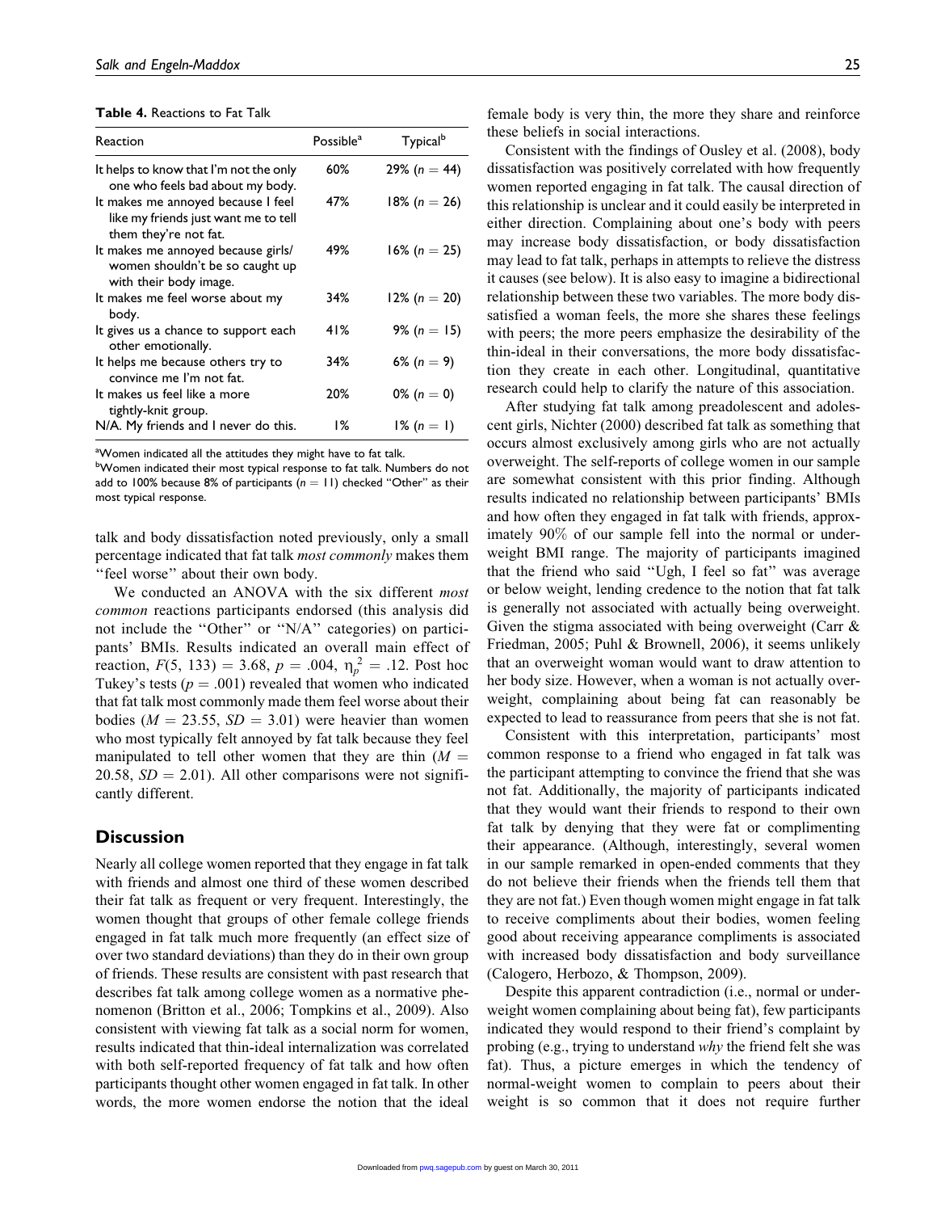**Table 4.** Reactions to Fat Talk

| Reaction | Possible[a] | Typical[b] |
|---|---|---|
| It helps to know that I'm not the only one who feels bad about my body. | 60% | 29% ($n$ = 44) |
| It makes me annoyed because I feel like my friends just want me to tell them they're not fat. | 47% | 18% ($n$ = 26) |
| It makes me annoyed because girls/women shouldn't be so caught up with their body image. | 49% | 16% ($n$ = 25) |
| It makes me feel worse about my body. | 34% | 12% ($n$ = 20) |
| It gives us a chance to support each other emotionally. | 41% | 9% ($n$ = 15) |
| It helps me because others try to convince me I'm not fat. | 34% | 6% ($n$ = 9) |
| It makes us feel like a more tightly-knit group. | 20% | 0% ($n$ = 0) |
| N/A. My friends and I never do this. | 1% | 1% ($n$ = 1) |

[a]Women indicated all the attitudes they might have to fat talk.
[b]Women indicated their most typical response to fat talk. Numbers do not add to 100% because 8% of participants ($n$ = 11) checked "Other" as their most typical response.

talk and body dissatisfaction noted previously, only a small percentage indicated that fat talk *most commonly* makes them "feel worse" about their own body.

We conducted an ANOVA with the six different *most common* reactions participants endorsed (this analysis did not include the "Other" or "N/A" categories) on participants' BMIs. Results indicated an overall main effect of reaction, $F(5, 133) = 3.68$, $p = .004$, $\eta_p^2 = .12$. Post hoc Tukey's tests ($p = .001$) revealed that women who indicated that fat talk most commonly made them feel worse about their bodies ($M = 23.55$, $SD = 3.01$) were heavier than women who most typically felt annoyed by fat talk because they feel manipulated to tell other women that they are thin ($M = 20.58$, $SD = 2.01$). All other comparisons were not significantly different.

## Discussion

Nearly all college women reported that they engage in fat talk with friends and almost one third of these women described their fat talk as frequent or very frequent. Interestingly, the women thought that groups of other female college friends engaged in fat talk much more frequently (an effect size of over two standard deviations) than they do in their own group of friends. These results are consistent with past research that describes fat talk among college women as a normative phenomenon (Britton et al., 2006; Tompkins et al., 2009). Also consistent with viewing fat talk as a social norm for women, results indicated that thin-ideal internalization was correlated with both self-reported frequency of fat talk and how often participants thought other women engaged in fat talk. In other words, the more women endorse the notion that the ideal female body is very thin, the more they share and reinforce these beliefs in social interactions.

Consistent with the findings of Ousley et al. (2008), body dissatisfaction was positively correlated with how frequently women reported engaging in fat talk. The causal direction of this relationship is unclear and it could easily be interpreted in either direction. Complaining about one's body with peers may increase body dissatisfaction, or body dissatisfaction may lead to fat talk, perhaps in attempts to relieve the distress it causes (see below). It is also easy to imagine a bidirectional relationship between these two variables. The more body dissatisfied a woman feels, the more she shares these feelings with peers; the more peers emphasize the desirability of the thin-ideal in their conversations, the more body dissatisfaction they create in each other. Longitudinal, quantitative research could help to clarify the nature of this association.

After studying fat talk among preadolescent and adolescent girls, Nichter (2000) described fat talk as something that occurs almost exclusively among girls who are not actually overweight. The self-reports of college women in our sample are somewhat consistent with this prior finding. Although results indicated no relationship between participants' BMIs and how often they engaged in fat talk with friends, approximately 90% of our sample fell into the normal or underweight BMI range. The majority of participants imagined that the friend who said "Ugh, I feel so fat" was average or below weight, lending credence to the notion that fat talk is generally not associated with actually being overweight. Given the stigma associated with being overweight (Carr & Friedman, 2005; Puhl & Brownell, 2006), it seems unlikely that an overweight woman would want to draw attention to her body size. However, when a woman is not actually overweight, complaining about being fat can reasonably be expected to lead to reassurance from peers that she is not fat.

Consistent with this interpretation, participants' most common response to a friend who engaged in fat talk was the participant attempting to convince the friend that she was not fat. Additionally, the majority of participants indicated that they would want their friends to respond to their own fat talk by denying that they were fat or complimenting their appearance. (Although, interestingly, several women in our sample remarked in open-ended comments that they do not believe their friends when the friends tell them that they are not fat.) Even though women might engage in fat talk to receive compliments about their bodies, women feeling good about receiving appearance compliments is associated with increased body dissatisfaction and body surveillance (Calogero, Herbozo, & Thompson, 2009).

Despite this apparent contradiction (i.e., normal or underweight women complaining about being fat), few participants indicated they would respond to their friend's complaint by probing (e.g., trying to understand *why* the friend felt she was fat). Thus, a picture emerges in which the tendency of normal-weight women to complain to peers about their weight is so common that it does not require further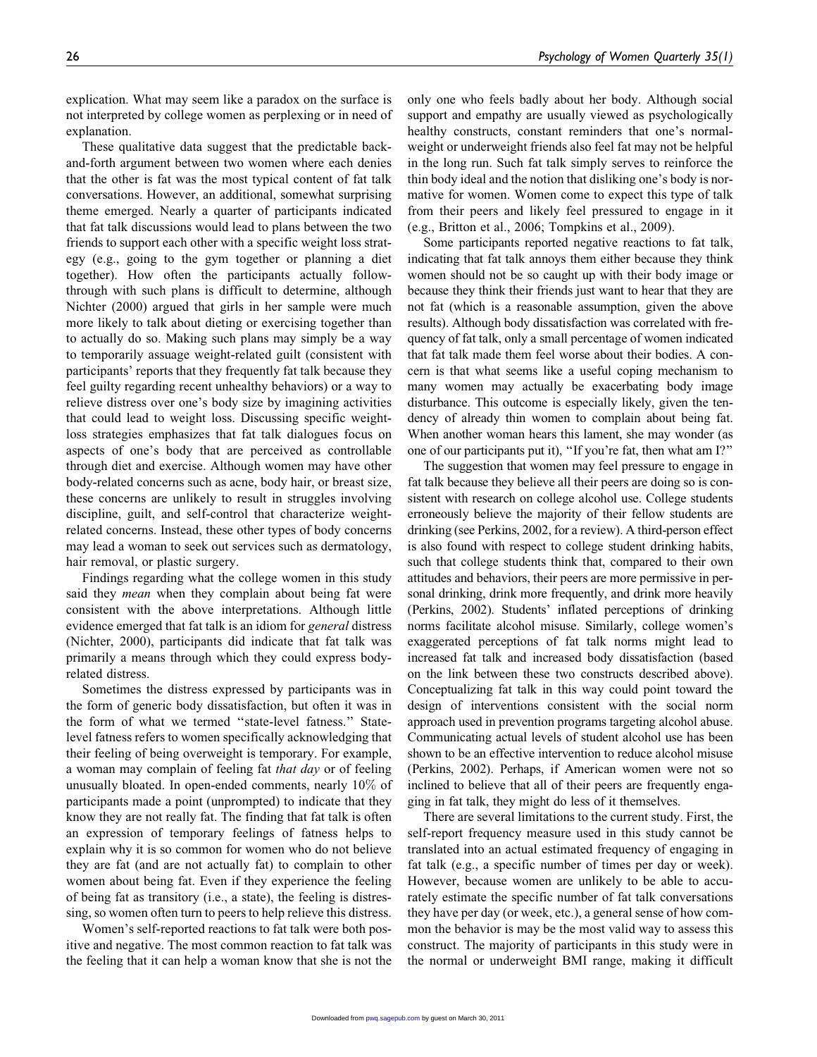explication. What may seem like a paradox on the surface is not interpreted by college women as perplexing or in need of explanation.

These qualitative data suggest that the predictable back-and-forth argument between two women where each denies that the other is fat was the most typical content of fat talk conversations. However, an additional, somewhat surprising theme emerged. Nearly a quarter of participants indicated that fat talk discussions would lead to plans between the two friends to support each other with a specific weight loss strategy (e.g., going to the gym together or planning a diet together). How often the participants actually follow-through with such plans is difficult to determine, although Nichter (2000) argued that girls in her sample were much more likely to talk about dieting or exercising together than to actually do so. Making such plans may simply be a way to temporarily assuage weight-related guilt (consistent with participants' reports that they frequently fat talk because they feel guilty regarding recent unhealthy behaviors) or a way to relieve distress over one's body size by imagining activities that could lead to weight loss. Discussing specific weight-loss strategies emphasizes that fat talk dialogues focus on aspects of one's body that are perceived as controllable through diet and exercise. Although women may have other body-related concerns such as acne, body hair, or breast size, these concerns are unlikely to result in struggles involving discipline, guilt, and self-control that characterize weight-related concerns. Instead, these other types of body concerns may lead a woman to seek out services such as dermatology, hair removal, or plastic surgery.

Findings regarding what the college women in this study said they *mean* when they complain about being fat were consistent with the above interpretations. Although little evidence emerged that fat talk is an idiom for *general* distress (Nichter, 2000), participants did indicate that fat talk was primarily a means through which they could express body-related distress.

Sometimes the distress expressed by participants was in the form of generic body dissatisfaction, but often it was in the form of what we termed "state-level fatness." State-level fatness refers to women specifically acknowledging that their feeling of being overweight is temporary. For example, a woman may complain of feeling fat *that day* or of feeling unusually bloated. In open-ended comments, nearly 10% of participants made a point (unprompted) to indicate that they know they are not really fat. The finding that fat talk is often an expression of temporary feelings of fatness helps to explain why it is so common for women who do not believe they are fat (and are not actually fat) to complain to other women about being fat. Even if they experience the feeling of being fat as transitory (i.e., a state), the feeling is distressing, so women often turn to peers to help relieve this distress.

Women's self-reported reactions to fat talk were both positive and negative. The most common reaction to fat talk was the feeling that it can help a woman know that she is not the only one who feels badly about her body. Although social support and empathy are usually viewed as psychologically healthy constructs, constant reminders that one's normal-weight or underweight friends also feel fat may not be helpful in the long run. Such fat talk simply serves to reinforce the thin body ideal and the notion that disliking one's body is normative for women. Women come to expect this type of talk from their peers and likely feel pressured to engage in it (e.g., Britton et al., 2006; Tompkins et al., 2009).

Some participants reported negative reactions to fat talk, indicating that fat talk annoys them either because they think women should not be so caught up with their body image or because they think their friends just want to hear that they are not fat (which is a reasonable assumption, given the above results). Although body dissatisfaction was correlated with frequency of fat talk, only a small percentage of women indicated that fat talk made them feel worse about their bodies. A concern is that what seems like a useful coping mechanism to many women may actually be exacerbating body image disturbance. This outcome is especially likely, given the tendency of already thin women to complain about being fat. When another woman hears this lament, she may wonder (as one of our participants put it), "If you're fat, then what am I?"

The suggestion that women may feel pressure to engage in fat talk because they believe all their peers are doing so is consistent with research on college alcohol use. College students erroneously believe the majority of their fellow students are drinking (see Perkins, 2002, for a review). A third-person effect is also found with respect to college student drinking habits, such that college students think that, compared to their own attitudes and behaviors, their peers are more permissive in personal drinking, drink more frequently, and drink more heavily (Perkins, 2002). Students' inflated perceptions of drinking norms facilitate alcohol misuse. Similarly, college women's exaggerated perceptions of fat talk norms might lead to increased fat talk and increased body dissatisfaction (based on the link between these two constructs described above). Conceptualizing fat talk in this way could point toward the design of interventions consistent with the social norm approach used in prevention programs targeting alcohol abuse. Communicating actual levels of student alcohol use has been shown to be an effective intervention to reduce alcohol misuse (Perkins, 2002). Perhaps, if American women were not so inclined to believe that all of their peers are frequently engaging in fat talk, they might do less of it themselves.

There are several limitations to the current study. First, the self-report frequency measure used in this study cannot be translated into an actual estimated frequency of engaging in fat talk (e.g., a specific number of times per day or week). However, because women are unlikely to be able to accurately estimate the specific number of fat talk conversations they have per day (or week, etc.), a general sense of how common the behavior is may be the most valid way to assess this construct. The majority of participants in this study were in the normal or underweight BMI range, making it difficult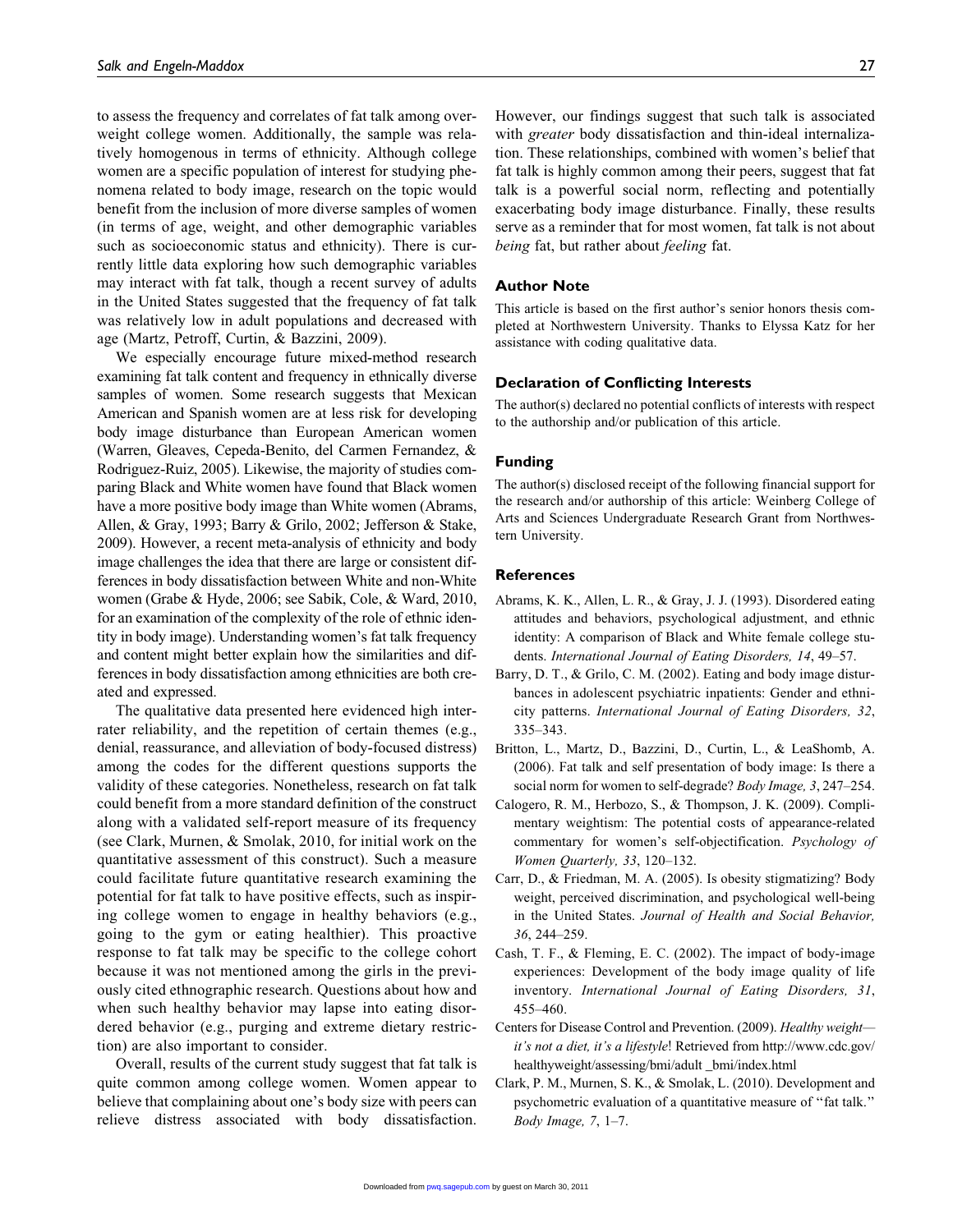to assess the frequency and correlates of fat talk among overweight college women. Additionally, the sample was relatively homogenous in terms of ethnicity. Although college women are a specific population of interest for studying phenomena related to body image, research on the topic would benefit from the inclusion of more diverse samples of women (in terms of age, weight, and other demographic variables such as socioeconomic status and ethnicity). There is currently little data exploring how such demographic variables may interact with fat talk, though a recent survey of adults in the United States suggested that the frequency of fat talk was relatively low in adult populations and decreased with age (Martz, Petroff, Curtin, & Bazzini, 2009).

We especially encourage future mixed-method research examining fat talk content and frequency in ethnically diverse samples of women. Some research suggests that Mexican American and Spanish women are at less risk for developing body image disturbance than European American women (Warren, Gleaves, Cepeda-Benito, del Carmen Fernandez, & Rodriguez-Ruiz, 2005). Likewise, the majority of studies comparing Black and White women have found that Black women have a more positive body image than White women (Abrams, Allen, & Gray, 1993; Barry & Grilo, 2002; Jefferson & Stake, 2009). However, a recent meta-analysis of ethnicity and body image challenges the idea that there are large or consistent differences in body dissatisfaction between White and non-White women (Grabe & Hyde, 2006; see Sabik, Cole, & Ward, 2010, for an examination of the complexity of the role of ethnic identity in body image). Understanding women's fat talk frequency and content might better explain how the similarities and differences in body dissatisfaction among ethnicities are both created and expressed.

The qualitative data presented here evidenced high inter-rater reliability, and the repetition of certain themes (e.g., denial, reassurance, and alleviation of body-focused distress) among the codes for the different questions supports the validity of these categories. Nonetheless, research on fat talk could benefit from a more standard definition of the construct along with a validated self-report measure of its frequency (see Clark, Murnen, & Smolak, 2010, for initial work on the quantitative assessment of this construct). Such a measure could facilitate future quantitative research examining the potential for fat talk to have positive effects, such as inspiring college women to engage in healthy behaviors (e.g., going to the gym or eating healthier). This proactive response to fat talk may be specific to the college cohort because it was not mentioned among the girls in the previously cited ethnographic research. Questions about how and when such healthy behavior may lapse into eating disordered behavior (e.g., purging and extreme dietary restriction) are also important to consider.

Overall, results of the current study suggest that fat talk is quite common among college women. Women appear to believe that complaining about one's body size with peers can relieve distress associated with body dissatisfaction. However, our findings suggest that such talk is associated with *greater* body dissatisfaction and thin-ideal internalization. These relationships, combined with women's belief that fat talk is highly common among their peers, suggest that fat talk is a powerful social norm, reflecting and potentially exacerbating body image disturbance. Finally, these results serve as a reminder that for most women, fat talk is not about *being* fat, but rather about *feeling* fat.

## Author Note

This article is based on the first author's senior honors thesis completed at Northwestern University. Thanks to Elyssa Katz for her assistance with coding qualitative data.

## Declaration of Conflicting Interests

The author(s) declared no potential conflicts of interests with respect to the authorship and/or publication of this article.

## Funding

The author(s) disclosed receipt of the following financial support for the research and/or authorship of this article: Weinberg College of Arts and Sciences Undergraduate Research Grant from Northwestern University.

## References

Abrams, K. K., Allen, L. R., & Gray, J. J. (1993). Disordered eating attitudes and behaviors, psychological adjustment, and ethnic identity: A comparison of Black and White female college students. *International Journal of Eating Disorders, 14*, 49–57.

Barry, D. T., & Grilo, C. M. (2002). Eating and body image disturbances in adolescent psychiatric inpatients: Gender and ethnicity patterns. *International Journal of Eating Disorders, 32*, 335–343.

Britton, L., Martz, D., Bazzini, D., Curtin, L., & LeaShomb, A. (2006). Fat talk and self presentation of body image: Is there a social norm for women to self-degrade? *Body Image, 3*, 247–254.

Calogero, R. M., Herbozo, S., & Thompson, J. K. (2009). Complimentary weightism: The potential costs of appearance-related commentary for women's self-objectification. *Psychology of Women Quarterly, 33*, 120–132.

Carr, D., & Friedman, M. A. (2005). Is obesity stigmatizing? Body weight, perceived discrimination, and psychological well-being in the United States. *Journal of Health and Social Behavior, 36*, 244–259.

Cash, T. F., & Fleming, E. C. (2002). The impact of body-image experiences: Development of the body image quality of life inventory. *International Journal of Eating Disorders, 31*, 455–460.

Centers for Disease Control and Prevention. (2009). *Healthy weight—it's not a diet, it's a lifestyle*! Retrieved from http://www.cdc.gov/healthyweight/assessing/bmi/adult _bmi/index.html

Clark, P. M., Murnen, S. K., & Smolak, L. (2010). Development and psychometric evaluation of a quantitative measure of ''fat talk.'' *Body Image, 7*, 1–7.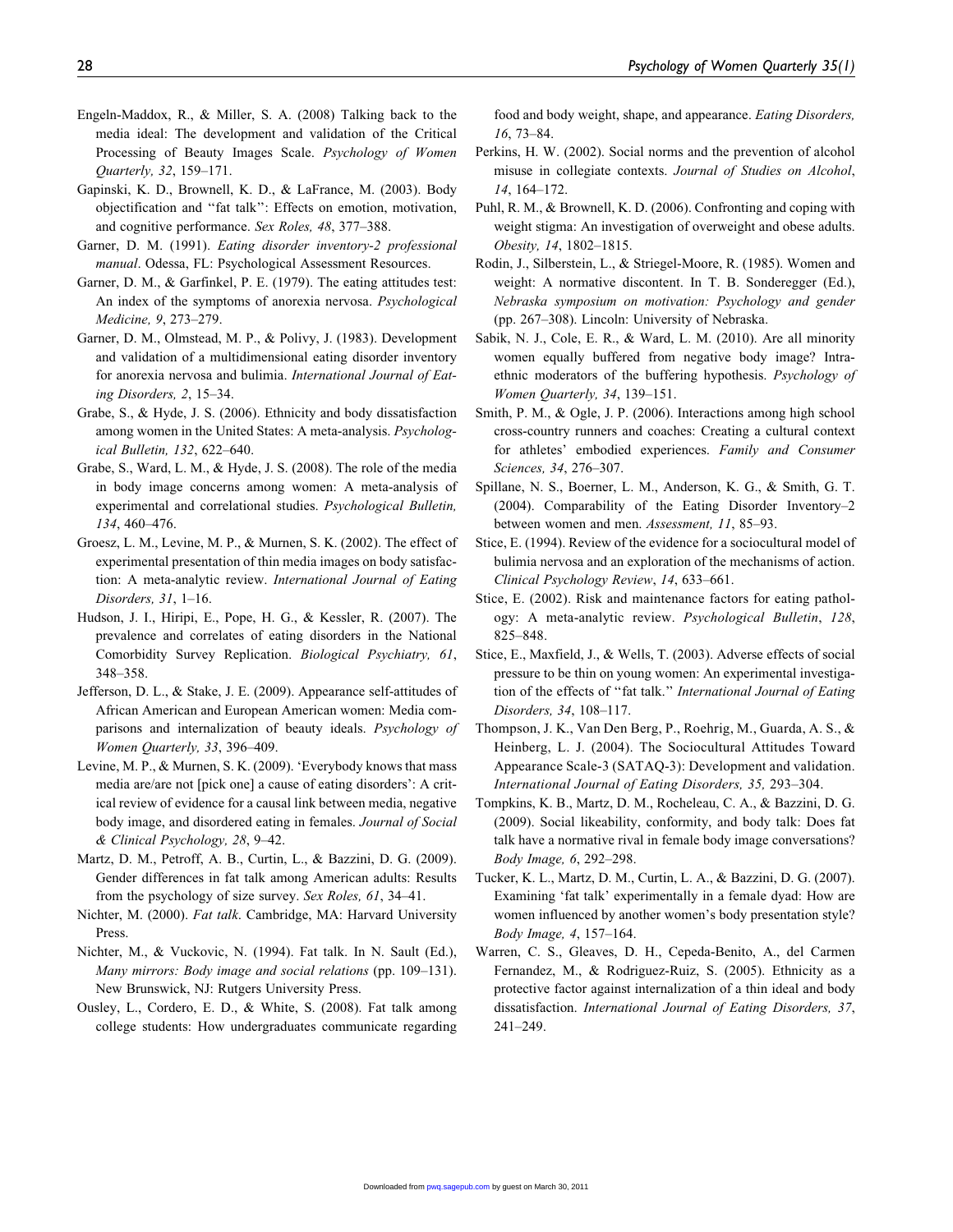Engeln-Maddox, R., & Miller, S. A. (2008) Talking back to the media ideal: The development and validation of the Critical Processing of Beauty Images Scale. *Psychology of Women Quarterly, 32*, 159–171.

Gapinski, K. D., Brownell, K. D., & LaFrance, M. (2003). Body objectification and ''fat talk'': Effects on emotion, motivation, and cognitive performance. *Sex Roles, 48*, 377–388.

Garner, D. M. (1991). *Eating disorder inventory-2 professional manual*. Odessa, FL: Psychological Assessment Resources.

Garner, D. M., & Garfinkel, P. E. (1979). The eating attitudes test: An index of the symptoms of anorexia nervosa. *Psychological Medicine, 9*, 273–279.

Garner, D. M., Olmstead, M. P., & Polivy, J. (1983). Development and validation of a multidimensional eating disorder inventory for anorexia nervosa and bulimia. *International Journal of Eating Disorders, 2*, 15–34.

Grabe, S., & Hyde, J. S. (2006). Ethnicity and body dissatisfaction among women in the United States: A meta-analysis. *Psychological Bulletin, 132*, 622–640.

Grabe, S., Ward, L. M., & Hyde, J. S. (2008). The role of the media in body image concerns among women: A meta-analysis of experimental and correlational studies. *Psychological Bulletin, 134*, 460–476.

Groesz, L. M., Levine, M. P., & Murnen, S. K. (2002). The effect of experimental presentation of thin media images on body satisfaction: A meta-analytic review. *International Journal of Eating Disorders, 31*, 1–16.

Hudson, J. I., Hiripi, E., Pope, H. G., & Kessler, R. (2007). The prevalence and correlates of eating disorders in the National Comorbidity Survey Replication. *Biological Psychiatry, 61*, 348–358.

Jefferson, D. L., & Stake, J. E. (2009). Appearance self-attitudes of African American and European American women: Media comparisons and internalization of beauty ideals. *Psychology of Women Quarterly, 33*, 396–409.

Levine, M. P., & Murnen, S. K. (2009). 'Everybody knows that mass media are/are not [pick one] a cause of eating disorders': A critical review of evidence for a causal link between media, negative body image, and disordered eating in females. *Journal of Social & Clinical Psychology, 28*, 9–42.

Martz, D. M., Petroff, A. B., Curtin, L., & Bazzini, D. G. (2009). Gender differences in fat talk among American adults: Results from the psychology of size survey. *Sex Roles, 61*, 34–41.

Nichter, M. (2000). *Fat talk*. Cambridge, MA: Harvard University Press.

Nichter, M., & Vuckovic, N. (1994). Fat talk. In N. Sault (Ed.), *Many mirrors: Body image and social relations* (pp. 109–131). New Brunswick, NJ: Rutgers University Press.

Ousley, L., Cordero, E. D., & White, S. (2008). Fat talk among college students: How undergraduates communicate regarding food and body weight, shape, and appearance. *Eating Disorders, 16*, 73–84.

Perkins, H. W. (2002). Social norms and the prevention of alcohol misuse in collegiate contexts. *Journal of Studies on Alcohol*, *14*, 164–172.

Puhl, R. M., & Brownell, K. D. (2006). Confronting and coping with weight stigma: An investigation of overweight and obese adults. *Obesity, 14*, 1802–1815.

Rodin, J., Silberstein, L., & Striegel-Moore, R. (1985). Women and weight: A normative discontent. In T. B. Sonderegger (Ed.), *Nebraska symposium on motivation: Psychology and gender* (pp. 267–308). Lincoln: University of Nebraska.

Sabik, N. J., Cole, E. R., & Ward, L. M. (2010). Are all minority women equally buffered from negative body image? Intra-ethnic moderators of the buffering hypothesis. *Psychology of Women Quarterly, 34*, 139–151.

Smith, P. M., & Ogle, J. P. (2006). Interactions among high school cross-country runners and coaches: Creating a cultural context for athletes' embodied experiences. *Family and Consumer Sciences, 34*, 276–307.

Spillane, N. S., Boerner, L. M., Anderson, K. G., & Smith, G. T. (2004). Comparability of the Eating Disorder Inventory–2 between women and men. *Assessment, 11*, 85–93.

Stice, E. (1994). Review of the evidence for a sociocultural model of bulimia nervosa and an exploration of the mechanisms of action. *Clinical Psychology Review*, *14*, 633–661.

Stice, E. (2002). Risk and maintenance factors for eating pathology: A meta-analytic review. *Psychological Bulletin*, *128*, 825–848.

Stice, E., Maxfield, J., & Wells, T. (2003). Adverse effects of social pressure to be thin on young women: An experimental investigation of the effects of ''fat talk.'' *International Journal of Eating Disorders, 34*, 108–117.

Thompson, J. K., Van Den Berg, P., Roehrig, M., Guarda, A. S., & Heinberg, L. J. (2004). The Sociocultural Attitudes Toward Appearance Scale-3 (SATAQ-3): Development and validation. *International Journal of Eating Disorders, 35,* 293–304.

Tompkins, K. B., Martz, D. M., Rocheleau, C. A., & Bazzini, D. G. (2009). Social likeability, conformity, and body talk: Does fat talk have a normative rival in female body image conversations? *Body Image, 6*, 292–298.

Tucker, K. L., Martz, D. M., Curtin, L. A., & Bazzini, D. G. (2007). Examining 'fat talk' experimentally in a female dyad: How are women influenced by another women's body presentation style? *Body Image, 4*, 157–164.

Warren, C. S., Gleaves, D. H., Cepeda-Benito, A., del Carmen Fernandez, M., & Rodriguez-Ruiz, S. (2005). Ethnicity as a protective factor against internalization of a thin ideal and body dissatisfaction. *International Journal of Eating Disorders, 37*, 241–249.